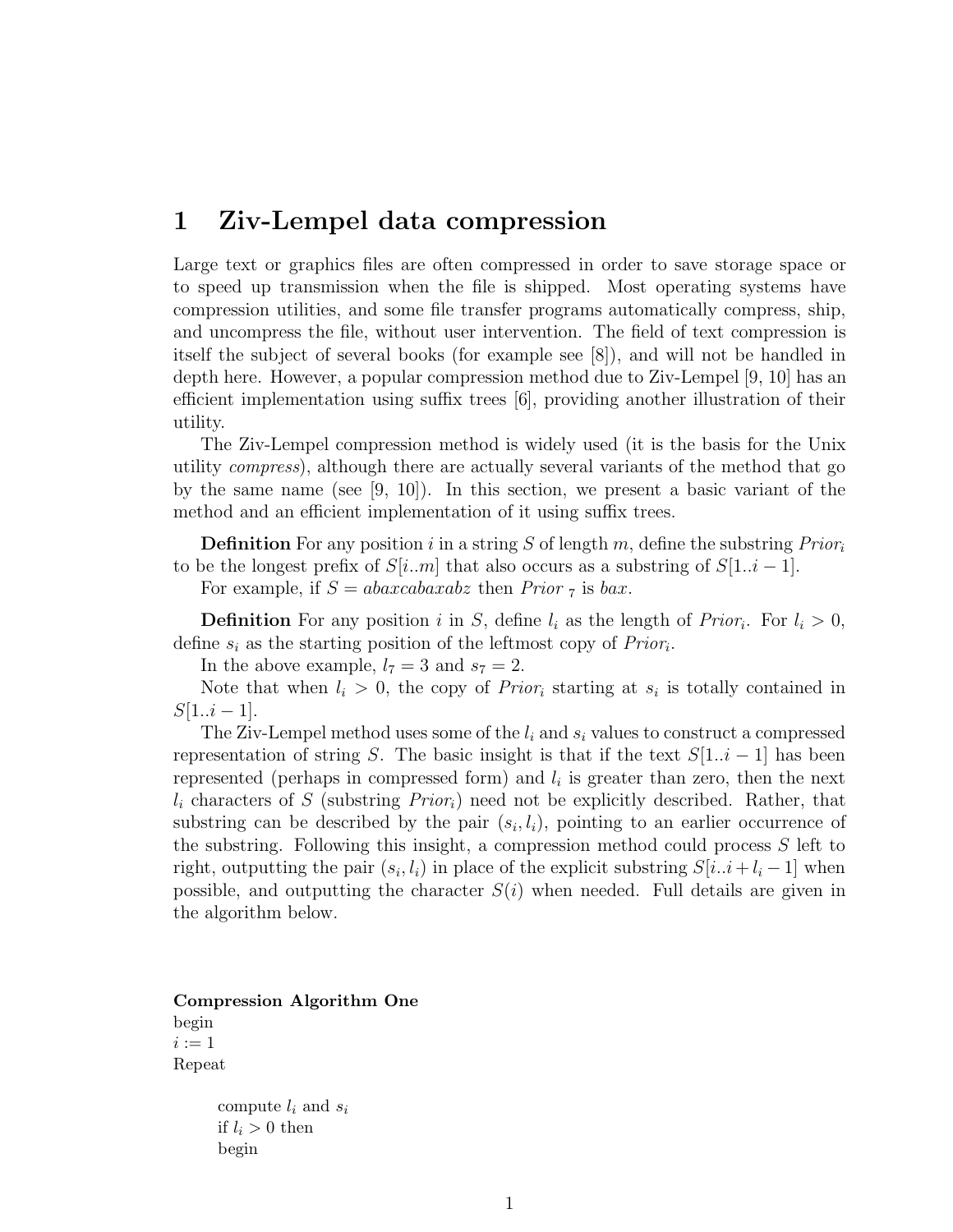# 1 Ziv-Lempel data compression

Large text or graphics files are often compressed in order to save storage space or to speed up transmission when the file is shipped. Most operating systems have compression utilities, and some file transfer programs automatically compress, ship, and uncompress the file, without user intervention. The field of text compression is itself the subject of several books (for example see [8]), and will not be handled in depth here. However, a popular compression method due to Ziv-Lempel [9, 10] has an efficient implementation using suffix trees [6], providing another illustration of their utility.

The Ziv-Lempel compression method is widely used (it is the basis for the Unix utility *compress*), although there are actually several variants of the method that go by the same name (see [9, 10]). In this section, we present a basic variant of the method and an efficient implementation of it using suffix trees.

**Definition** For any position $i$ in a string $S$ of length $m$, define the substring $Prior_i$ to be the longest prefix of $S[i..m]$ that also occurs as a substring of $S[1..i-1]$.

For example, if $S = abaxcabaxabz$ then $Prior_7$ is $bax$.

**Definition** For any position $i$ in $S$, define $l_i$ as the length of $Prior_i$. For $l_i > 0$, define $s_i$ as the starting position of the leftmost copy of $Prior_i$.

In the above example, $l_7 = 3$ and $s_7 = 2$.

Note that when $l_i > 0$, the copy of $Prior_i$ starting at $s_i$ is totally contained in $S[1..i-1]$.

The Ziv-Lempel method uses some of the $l_i$ and $s_i$ values to construct a compressed representation of string $S$. The basic insight is that if the text $S[1..i-1]$ has been represented (perhaps in compressed form) and $l_i$ is greater than zero, then the next $l_i$ characters of $S$ (substring $Prior_i$) need not be explicitly described. Rather, that substring can be described by the pair $(s_i, l_i)$, pointing to an earlier occurrence of the substring. Following this insight, a compression method could process $S$ left to right, outputting the pair $(s_i, l_i)$ in place of the explicit substring $S[i..i+l_i-1]$ when possible, and outputting the character $S(i)$ when needed. Full details are given in the algorithm below.

**Compression Algorithm One**

```
begin
i := 1
Repeat

    compute l_i and s_i
    if l_i > 0 then
    begin
```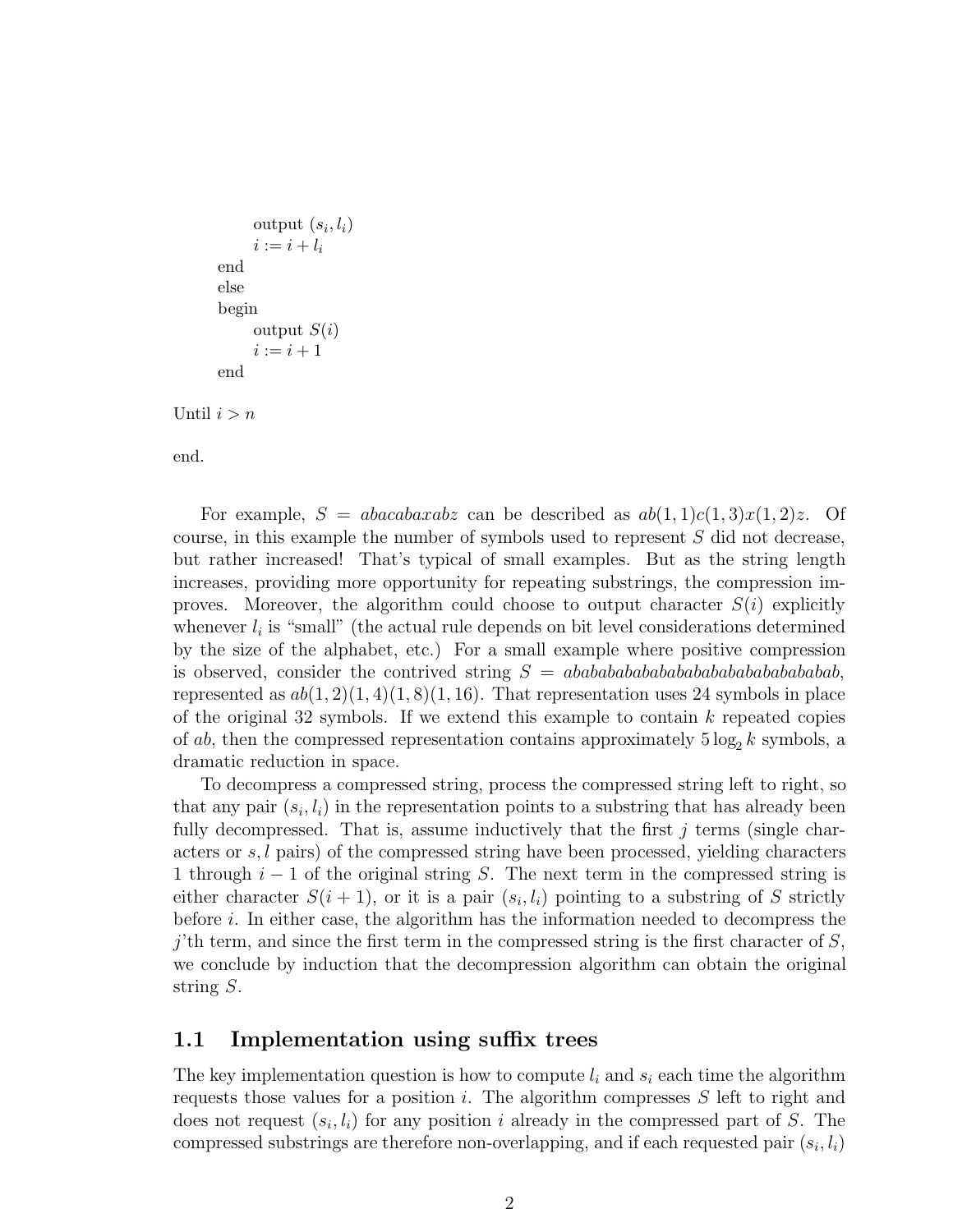```
            output (s_i, l_i)
            i := i + l_i
      end
      else
      begin
            output S(i)
            i := i + 1
      end

Until i > n

end.
```

For example, $S = abacabaxabz$ can be described as $ab(1,1)c(1,3)x(1,2)z$. Of course, in this example the number of symbols used to represent $S$ did not decrease, but rather increased! That's typical of small examples. But as the string length increases, providing more opportunity for repeating substrings, the compression improves. Moreover, the algorithm could choose to output character $S(i)$ explicitly whenever $l_i$ is "small" (the actual rule depends on bit level considerations determined by the size of the alphabet, etc.) For a small example where positive compression is observed, consider the contrived string $S = abababababababababababababababab$, represented as $ab(1,2)(1,4)(1,8)(1,16)$. That representation uses 24 symbols in place of the original 32 symbols. If we extend this example to contain $k$ repeated copies of $ab$, then the compressed representation contains approximately $5 \log_2 k$ symbols, a dramatic reduction in space.

To decompress a compressed string, process the compressed string left to right, so that any pair $(s_i, l_i)$ in the representation points to a substring that has already been fully decompressed. That is, assume inductively that the first $j$ terms (single characters or $s, l$ pairs) of the compressed string have been processed, yielding characters 1 through $i-1$ of the original string $S$. The next term in the compressed string is either character $S(i+1)$, or it is a pair $(s_i, l_i)$ pointing to a substring of $S$ strictly before $i$. In either case, the algorithm has the information needed to decompress the $j$'th term, and since the first term in the compressed string is the first character of $S$, we conclude by induction that the decompression algorithm can obtain the original string $S$.

## 1.1 Implementation using suffix trees

The key implementation question is how to compute $l_i$ and $s_i$ each time the algorithm requests those values for a position $i$. The algorithm compresses $S$ left to right and does not request $(s_i, l_i)$ for any position $i$ already in the compressed part of $S$. The compressed substrings are therefore non-overlapping, and if each requested pair $(s_i, l_i)$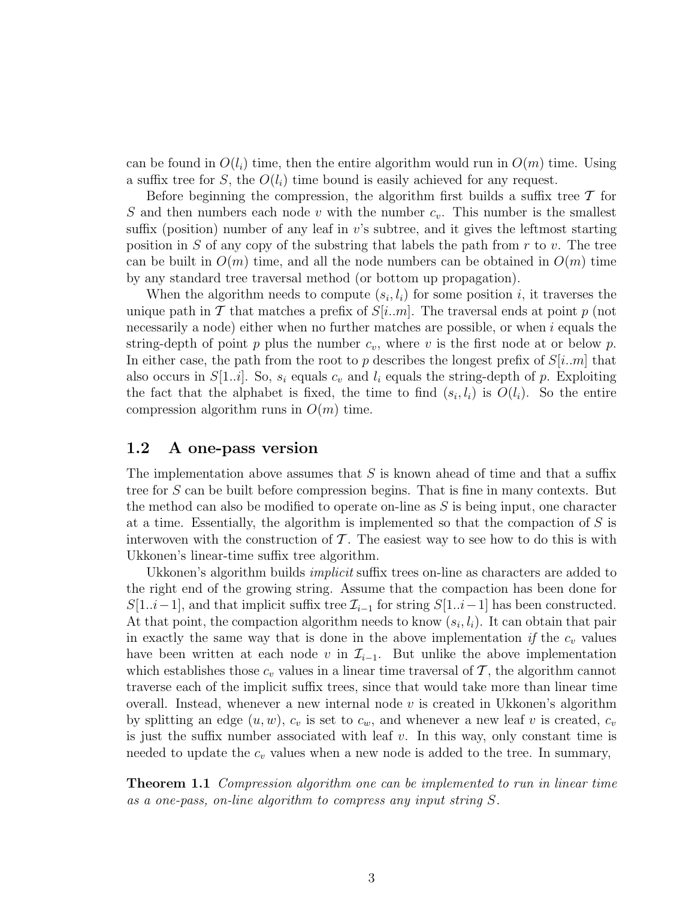can be found in $O(l_i)$ time, then the entire algorithm would run in $O(m)$ time. Using a suffix tree for $S$, the $O(l_i)$ time bound is easily achieved for any request.

Before beginning the compression, the algorithm first builds a suffix tree $\mathcal{T}$ for $S$ and then numbers each node $v$ with the number $c_v$. This number is the smallest suffix (position) number of any leaf in $v$'s subtree, and it gives the leftmost starting position in $S$ of any copy of the substring that labels the path from $r$ to $v$. The tree can be built in $O(m)$ time, and all the node numbers can be obtained in $O(m)$ time by any standard tree traversal method (or bottom up propagation).

When the algorithm needs to compute $(s_i, l_i)$ for some position $i$, it traverses the unique path in $\mathcal{T}$ that matches a prefix of $S[i..m]$. The traversal ends at point $p$ (not necessarily a node) either when no further matches are possible, or when $i$ equals the string-depth of point $p$ plus the number $c_v$, where $v$ is the first node at or below $p$. In either case, the path from the root to $p$ describes the longest prefix of $S[i..m]$ that also occurs in $S[1..i]$. So, $s_i$ equals $c_v$ and $l_i$ equals the string-depth of $p$. Exploiting the fact that the alphabet is fixed, the time to find $(s_i, l_i)$ is $O(l_i)$. So the entire compression algorithm runs in $O(m)$ time.

## 1.2 A one-pass version

The implementation above assumes that $S$ is known ahead of time and that a suffix tree for $S$ can be built before compression begins. That is fine in many contexts. But the method can also be modified to operate on-line as $S$ is being input, one character at a time. Essentially, the algorithm is implemented so that the compaction of $S$ is interwoven with the construction of $\mathcal{T}$. The easiest way to see how to do this is with Ukkonen's linear-time suffix tree algorithm.

Ukkonen's algorithm builds *implicit* suffix trees on-line as characters are added to the right end of the growing string. Assume that the compaction has been done for $S[1..i-1]$, and that implicit suffix tree $\mathcal{I}_{i-1}$ for string $S[1..i-1]$ has been constructed. At that point, the compaction algorithm needs to know $(s_i, l_i)$. It can obtain that pair in exactly the same way that is done in the above implementation *if* the $c_v$ values have been written at each node $v$ in $\mathcal{I}_{i-1}$. But unlike the above implementation which establishes those $c_v$ values in a linear time traversal of $\mathcal{T}$, the algorithm cannot traverse each of the implicit suffix trees, since that would take more than linear time overall. Instead, whenever a new internal node $v$ is created in Ukkonen's algorithm by splitting an edge $(u, w)$, $c_v$ is set to $c_w$, and whenever a new leaf $v$ is created, $c_v$ is just the suffix number associated with leaf $v$. In this way, only constant time is needed to update the $c_v$ values when a new node is added to the tree. In summary,

**Theorem 1.1** *Compression algorithm one can be implemented to run in linear time as a one-pass, on-line algorithm to compress any input string $S$.*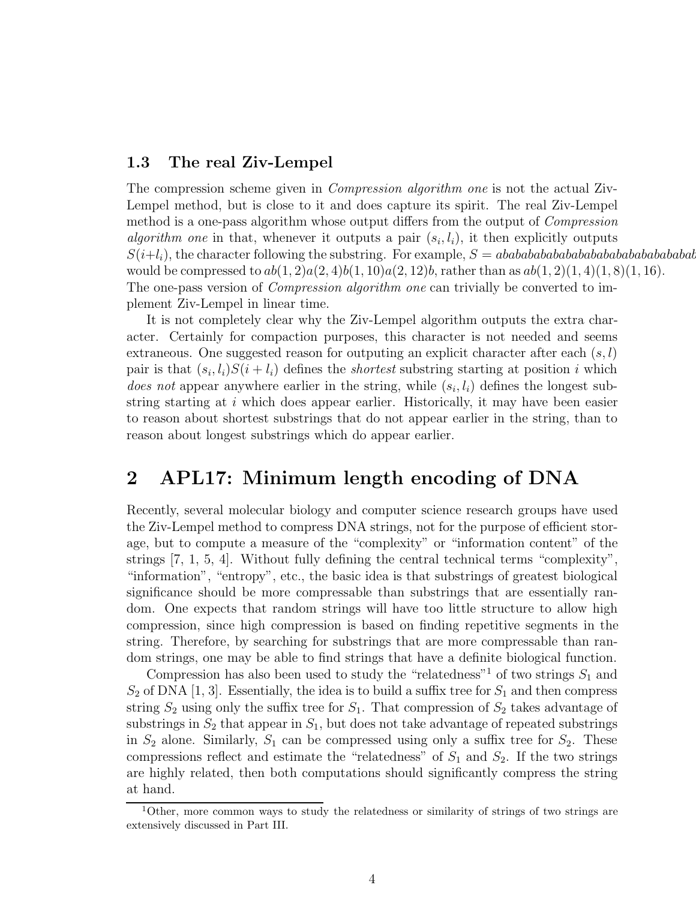### 1.3 The real Ziv-Lempel

The compression scheme given in *Compression algorithm one* is not the actual Ziv-Lempel method, but is close to it and does capture its spirit. The real Ziv-Lempel method is a one-pass algorithm whose output differs from the output of *Compression algorithm one* in that, whenever it outputs a pair $(s_i, l_i)$, it then explicitly outputs $S(i+l_i)$, the character following the substring. For example, $S = abababababababababababababababab$ would be compressed to $ab(1,2)a(2,4)b(1,10)a(2,12)b$, rather than as $ab(1,2)(1,4)(1,8)(1,16)$. The one-pass version of *Compression algorithm one* can trivially be converted to implement Ziv-Lempel in linear time.

It is not completely clear why the Ziv-Lempel algorithm outputs the extra character. Certainly for compaction purposes, this character is not needed and seems extraneous. One suggested reason for outputing an explicit character after each $(s,l)$ pair is that $(s_i, l_i)S(i+l_i)$ defines the *shortest* substring starting at position $i$ which *does not* appear anywhere earlier in the string, while $(s_i, l_i)$ defines the longest substring starting at $i$ which does appear earlier. Historically, it may have been easier to reason about shortest substrings that do not appear earlier in the string, than to reason about longest substrings which do appear earlier.

## 2 APL17: Minimum length encoding of DNA

Recently, several molecular biology and computer science research groups have used the Ziv-Lempel method to compress DNA strings, not for the purpose of efficient storage, but to compute a measure of the "complexity" or "information content" of the strings [7, 1, 5, 4]. Without fully defining the central technical terms "complexity", "information", "entropy", etc., the basic idea is that substrings of greatest biological significance should be more compressable than substrings that are essentially random. One expects that random strings will have too little structure to allow high compression, since high compression is based on finding repetitive segments in the string. Therefore, by searching for substrings that are more compressable than random strings, one may be able to find strings that have a definite biological function.

Compression has also been used to study the "relatedness"[1] of two strings $S_1$ and $S_2$ of DNA [1, 3]. Essentially, the idea is to build a suffix tree for $S_1$ and then compress string $S_2$ using only the suffix tree for $S_1$. That compression of $S_2$ takes advantage of substrings in $S_2$ that appear in $S_1$, but does not take advantage of repeated substrings in $S_2$ alone. Similarly, $S_1$ can be compressed using only a suffix tree for $S_2$. These compressions reflect and estimate the "relatedness" of $S_1$ and $S_2$. If the two strings are highly related, then both computations should significantly compress the string at hand.

[1] Other, more common ways to study the relatedness or similarity of strings of two strings are extensively discussed in Part III.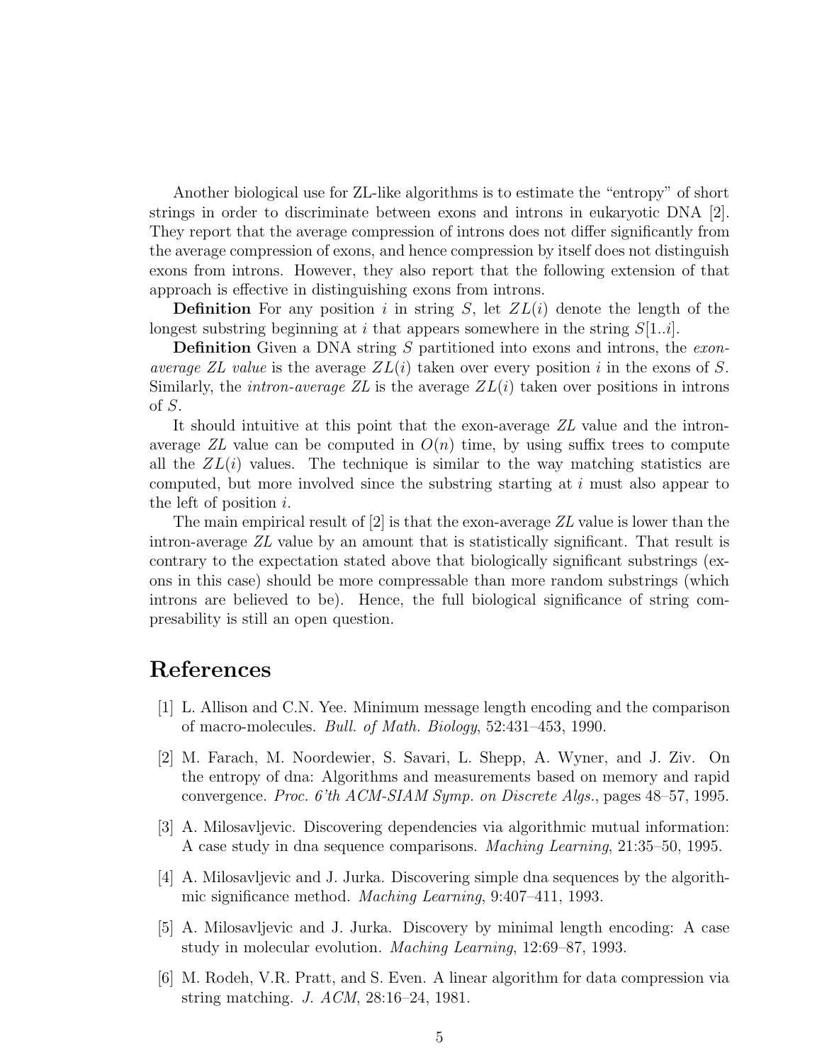Another biological use for ZL-like algorithms is to estimate the "entropy" of short strings in order to discriminate between exons and introns in eukaryotic DNA [2]. They report that the average compression of introns does not differ significantly from the average compression of exons, and hence compression by itself does not distinguish exons from introns. However, they also report that the following extension of that approach is effective in distinguishing exons from introns.

**Definition** For any position $i$ in string $S$, let $ZL(i)$ denote the length of the longest substring beginning at $i$ that appears somewhere in the string $S[1..i]$.

**Definition** Given a DNA string $S$ partitioned into exons and introns, the *exon-average ZL value* is the average $ZL(i)$ taken over every position $i$ in the exons of $S$. Similarly, the *intron-average ZL* is the average $ZL(i)$ taken over positions in introns of $S$.

It should intuitive at this point that the exon-average *ZL* value and the intron-average *ZL* value can be computed in $O(n)$ time, by using suffix trees to compute all the $ZL(i)$ values. The technique is similar to the way matching statistics are computed, but more involved since the substring starting at $i$ must also appear to the left of position $i$.

The main empirical result of [2] is that the exon-average *ZL* value is lower than the intron-average *ZL* value by an amount that is statistically significant. That result is contrary to the expectation stated above that biologically significant substrings (exons in this case) should be more compressable than more random substrings (which introns are believed to be). Hence, the full biological significance of string compresability is still an open question.

# References

[1] L. Allison and C.N. Yee. Minimum message length encoding and the comparison of macro-molecules. *Bull. of Math. Biology*, 52:431–453, 1990.

[2] M. Farach, M. Noordewier, S. Savari, L. Shepp, A. Wyner, and J. Ziv. On the entropy of dna: Algorithms and measurements based on memory and rapid convergence. *Proc. 6'th ACM-SIAM Symp. on Discrete Algs.*, pages 48–57, 1995.

[3] A. Milosavljevic. Discovering dependencies via algorithmic mutual information: A case study in dna sequence comparisons. *Maching Learning*, 21:35–50, 1995.

[4] A. Milosavljevic and J. Jurka. Discovering simple dna sequences by the algorithmic significance method. *Maching Learning*, 9:407–411, 1993.

[5] A. Milosavljevic and J. Jurka. Discovery by minimal length encoding: A case study in molecular evolution. *Maching Learning*, 12:69–87, 1993.

[6] M. Rodeh, V.R. Pratt, and S. Even. A linear algorithm for data compression via string matching. *J. ACM*, 28:16–24, 1981.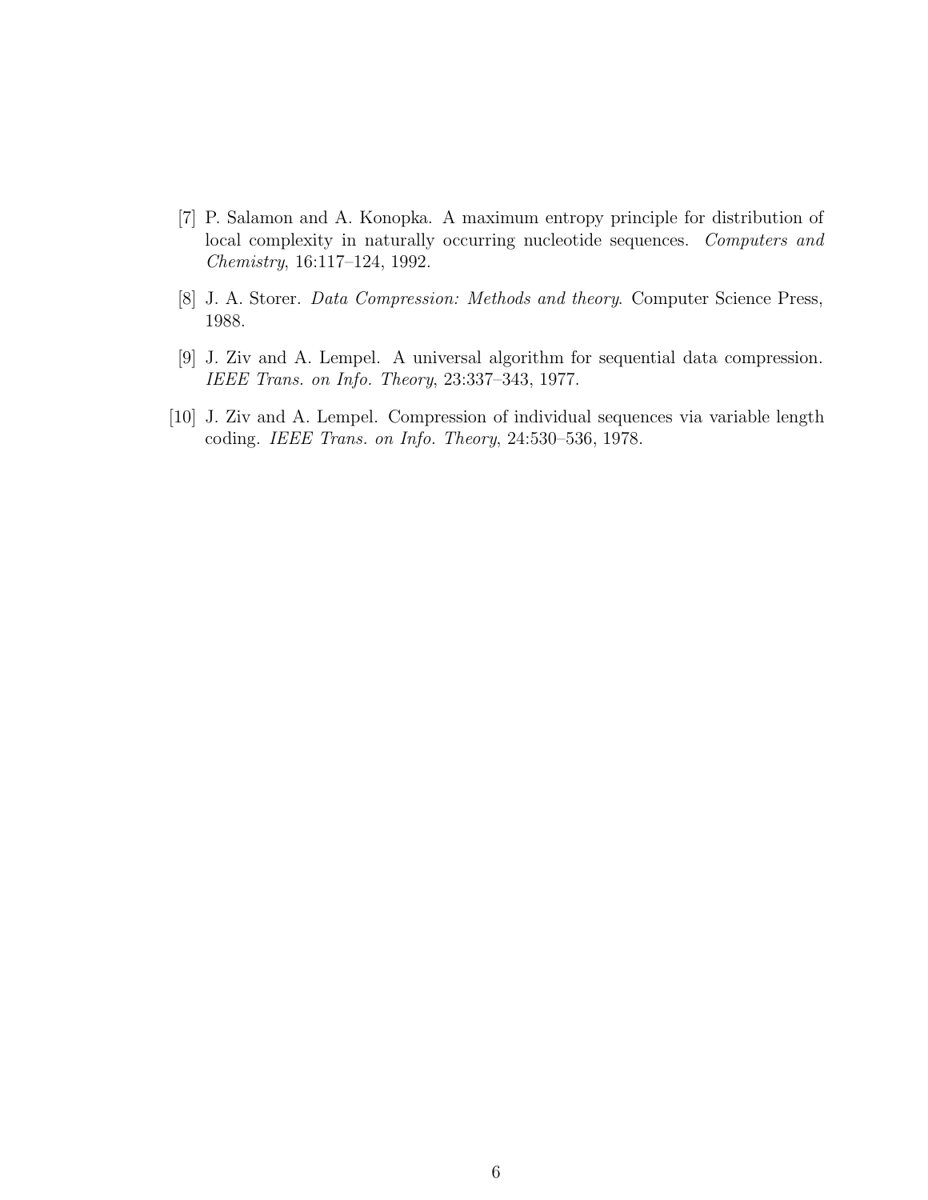[7] P. Salamon and A. Konopka. A maximum entropy principle for distribution of local complexity in naturally occurring nucleotide sequences. *Computers and Chemistry*, 16:117–124, 1992.

[8] J. A. Storer. *Data Compression: Methods and theory*. Computer Science Press, 1988.

[9] J. Ziv and A. Lempel. A universal algorithm for sequential data compression. *IEEE Trans. on Info. Theory*, 23:337–343, 1977.

[10] J. Ziv and A. Lempel. Compression of individual sequences via variable length coding. *IEEE Trans. on Info. Theory*, 24:530–536, 1978.